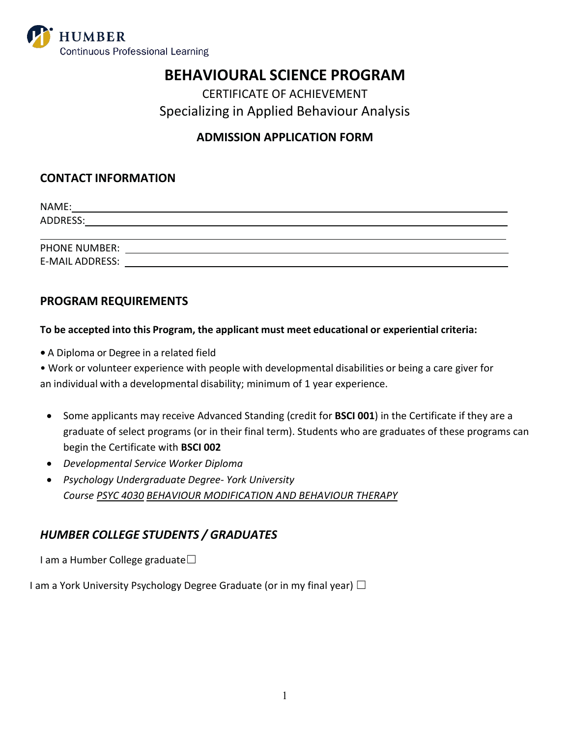HUMBER
Continuous Professional Learning

# BEHAVIOURAL SCIENCE PROGRAM

CERTIFICATE OF ACHIEVEMENT

Specializing in Applied Behaviour Analysis

### ADMISSION APPLICATION FORM

## CONTACT INFORMATION

NAME: ____________________________________________

ADDRESS: ____________________________________________

____________________________________________

PHONE NUMBER: ____________________________________________

E-MAIL ADDRESS: ____________________________________________

## PROGRAM REQUIREMENTS

**To be accepted into this Program, the applicant must meet educational or experiential criteria:**

• A Diploma or Degree in a related field

• Work or volunteer experience with people with developmental disabilities or being a care giver for an individual with a developmental disability; minimum of 1 year experience.

- Some applicants may receive Advanced Standing (credit for **BSCI 001**) in the Certificate if they are a graduate of select programs (or in their final term). Students who are graduates of these programs can begin the Certificate with **BSCI 002**
- *Developmental Service Worker Diploma*
- *Psychology Undergraduate Degree- York University*
  *Course PSYC 4030 BEHAVIOUR MODIFICATION AND BEHAVIOUR THERAPY*

## *HUMBER COLLEGE STUDENTS / GRADUATES*

I am a Humber College graduate ☐

I am a York University Psychology Degree Graduate (or in my final year) ☐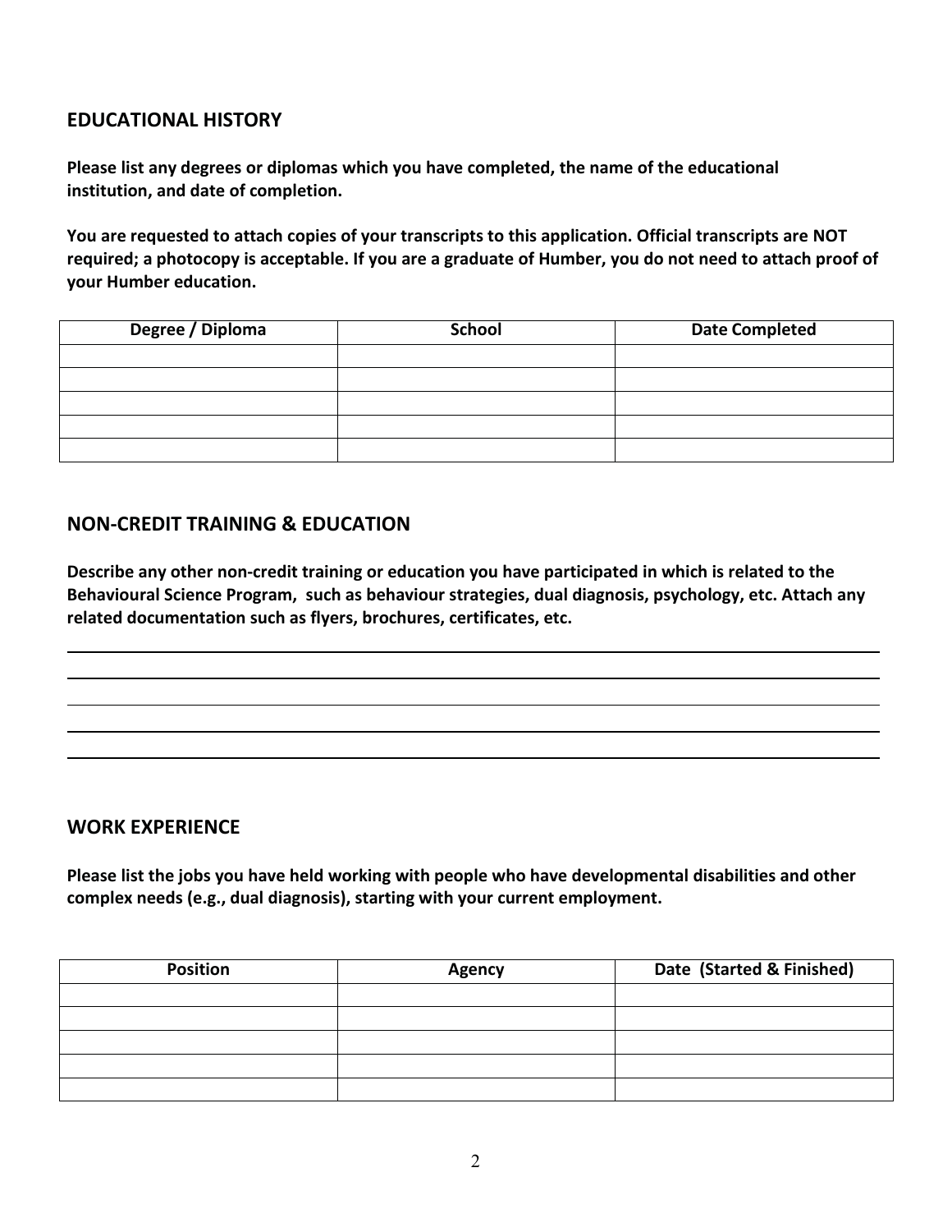## EDUCATIONAL HISTORY

**Please list any degrees or diplomas which you have completed, the name of the educational institution, and date of completion.**

**You are requested to attach copies of your transcripts to this application. Official transcripts are NOT required; a photocopy is acceptable. If you are a graduate of Humber, you do not need to attach proof of your Humber education.**

| Degree / Diploma | School | Date Completed |
|---|---|---|
| | | |
| | | |
| | | |
| | | |
| | | |

## NON-CREDIT TRAINING & EDUCATION

**Describe any other non-credit training or education you have participated in which is related to the Behavioural Science Program, such as behaviour strategies, dual diagnosis, psychology, etc. Attach any related documentation such as flyers, brochures, certificates, etc.**

______________________________________________________________________

______________________________________________________________________

______________________________________________________________________

______________________________________________________________________

______________________________________________________________________

## WORK EXPERIENCE

**Please list the jobs you have held working with people who have developmental disabilities and other complex needs (e.g., dual diagnosis), starting with your current employment.**

| Position | Agency | Date (Started & Finished) |
|---|---|---|
| | | |
| | | |
| | | |
| | | |
| | | |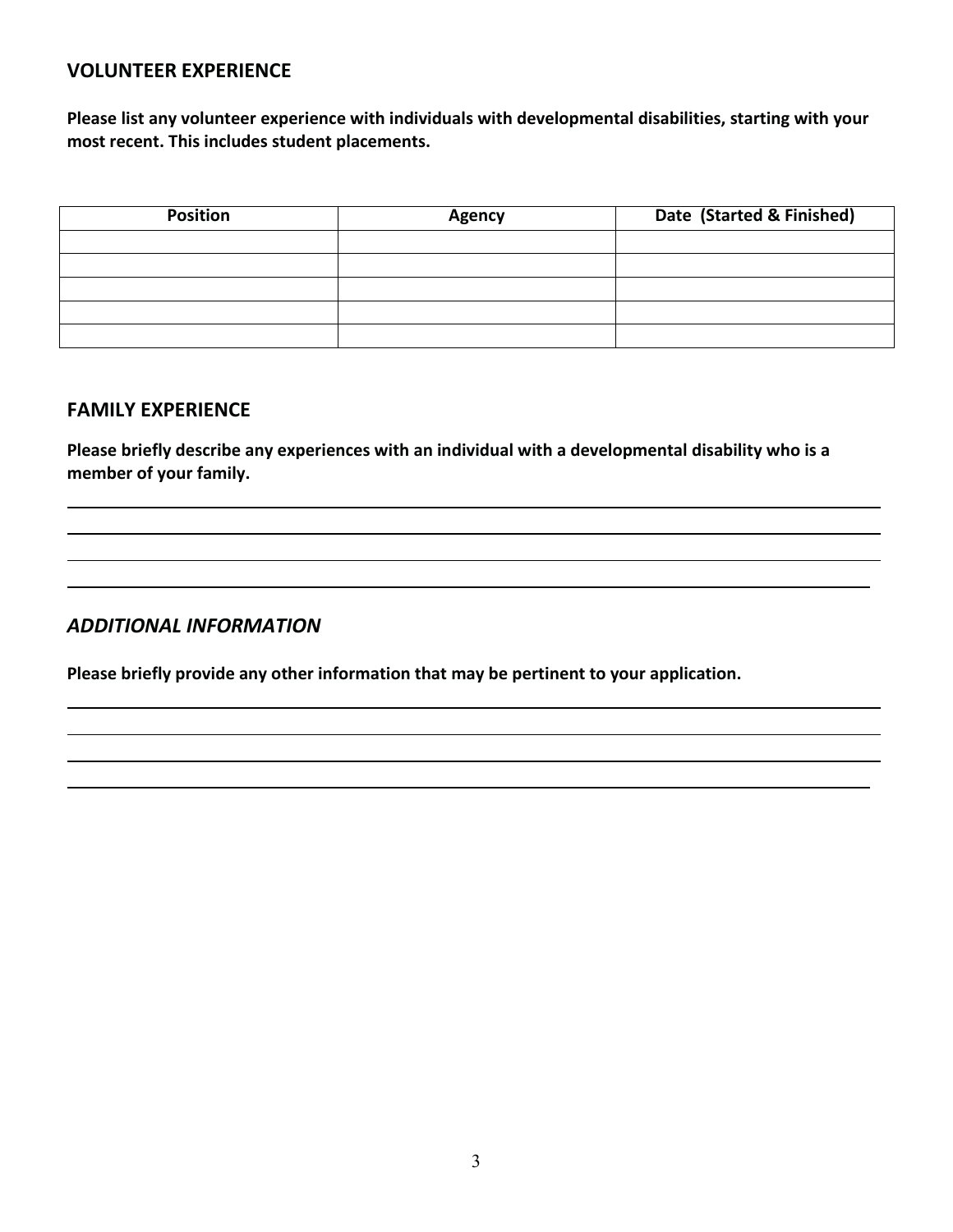## VOLUNTEER EXPERIENCE

**Please list any volunteer experience with individuals with developmental disabilities, starting with your most recent. This includes student placements.**

| Position | Agency | Date (Started & Finished) |
|---|---|---|
| | | |
| | | |
| | | |
| | | |
| | | |

## FAMILY EXPERIENCE

**Please briefly describe any experiences with an individual with a developmental disability who is a member of your family.**

______________________________________________________________________________

______________________________________________________________________________

______________________________________________________________________________

______________________________________________________________________________

## *ADDITIONAL INFORMATION*

**Please briefly provide any other information that may be pertinent to your application.**

______________________________________________________________________________

______________________________________________________________________________

______________________________________________________________________________

______________________________________________________________________________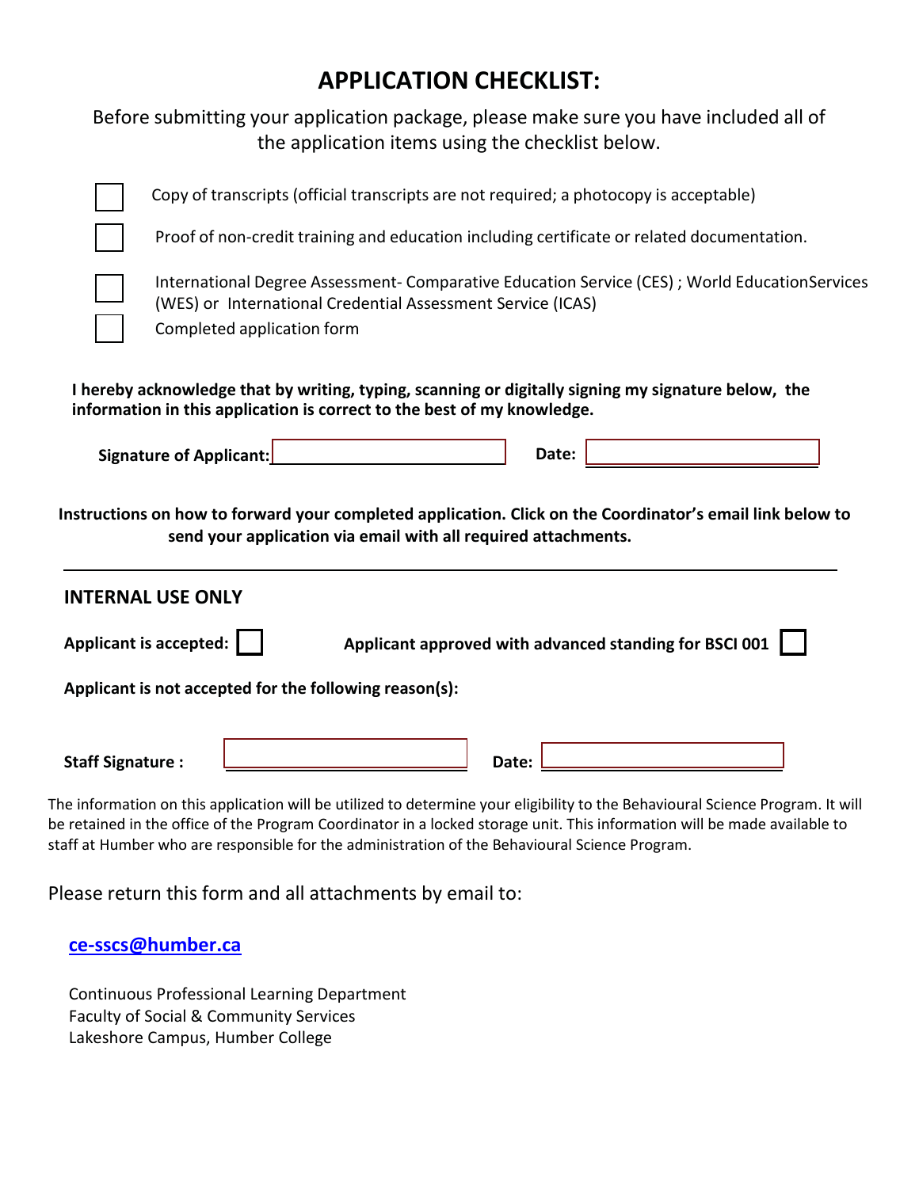# APPLICATION CHECKLIST:

Before submitting your application package, please make sure you have included all of the application items using the checklist below.

- [ ] Copy of transcripts (official transcripts are not required; a photocopy is acceptable)
- [ ] Proof of non-credit training and education including certificate or related documentation.
- [ ] International Degree Assessment- Comparative Education Service (CES) ; World EducationServices (WES) or International Credential Assessment Service (ICAS)
- [ ] Completed application form

**I hereby acknowledge that by writing, typing, scanning or digitally signing my signature below, the information in this application is correct to the best of my knowledge.**

**Signature of Applicant:** ____________________ **Date:** ____________________

**Instructions on how to forward your completed application. Click on the Coordinator's email link below to send your application via email with all required attachments.**

---

## INTERNAL USE ONLY

**Applicant is accepted:** [ ] **Applicant approved with advanced standing for BSCI 001** [ ]

**Applicant is not accepted for the following reason(s):**

**Staff Signature :** ____________________ **Date:** ____________________

The information on this application will be utilized to determine your eligibility to the Behavioural Science Program. It will be retained in the office of the Program Coordinator in a locked storage unit. This information will be made available to staff at Humber who are responsible for the administration of the Behavioural Science Program.

Please return this form and all attachments by email to:

**ce-sscs@humber.ca**

Continuous Professional Learning Department
Faculty of Social & Community Services
Lakeshore Campus, Humber College